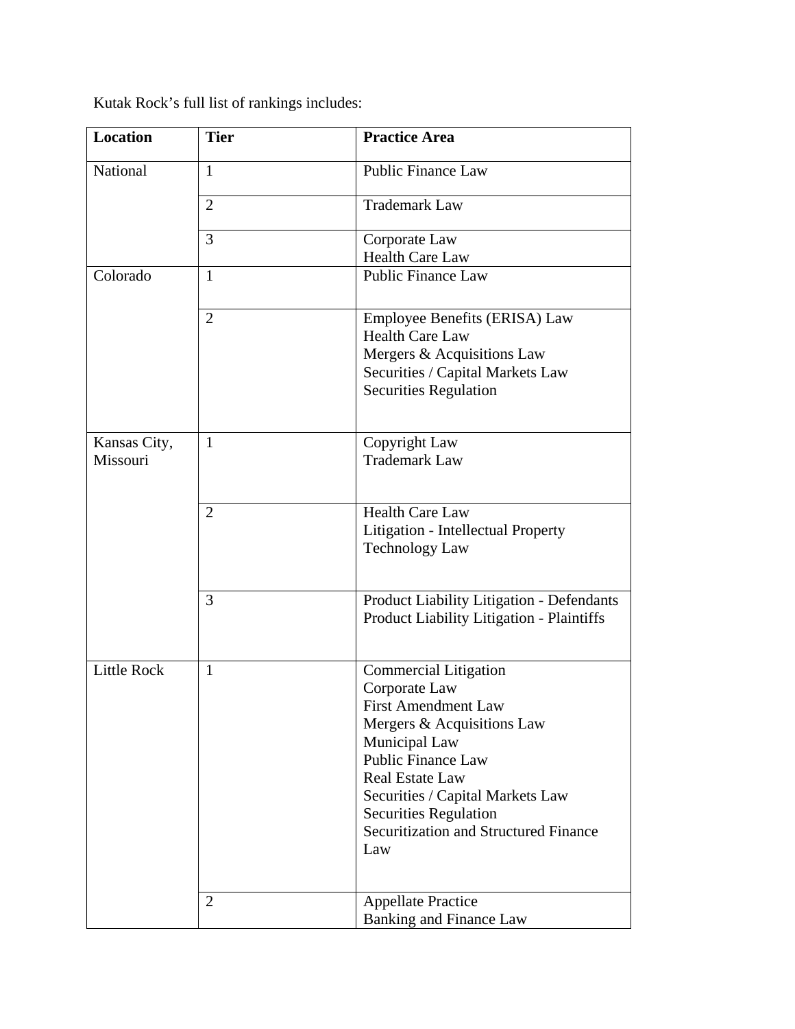Kutak Rock’s full list of rankings includes:

| **Location** | **Tier** | **Practice Area** |
|---|---|---|
| National | 1 | Public Finance Law |
| | 2 | Trademark Law |
| | 3 | Corporate Law<br>Health Care Law |
| Colorado | 1 | Public Finance Law |
| | 2 | Employee Benefits (ERISA) Law<br>Health Care Law<br>Mergers & Acquisitions Law<br>Securities / Capital Markets Law<br>Securities Regulation |
| Kansas City, Missouri | 1 | Copyright Law<br>Trademark Law |
| | 2 | Health Care Law<br>Litigation - Intellectual Property<br>Technology Law |
| | 3 | Product Liability Litigation - Defendants<br>Product Liability Litigation - Plaintiffs |
| Little Rock | 1 | Commercial Litigation<br>Corporate Law<br>First Amendment Law<br>Mergers & Acquisitions Law<br>Municipal Law<br>Public Finance Law<br>Real Estate Law<br>Securities / Capital Markets Law<br>Securities Regulation<br>Securitization and Structured Finance Law |
| | 2 | Appellate Practice<br>Banking and Finance Law |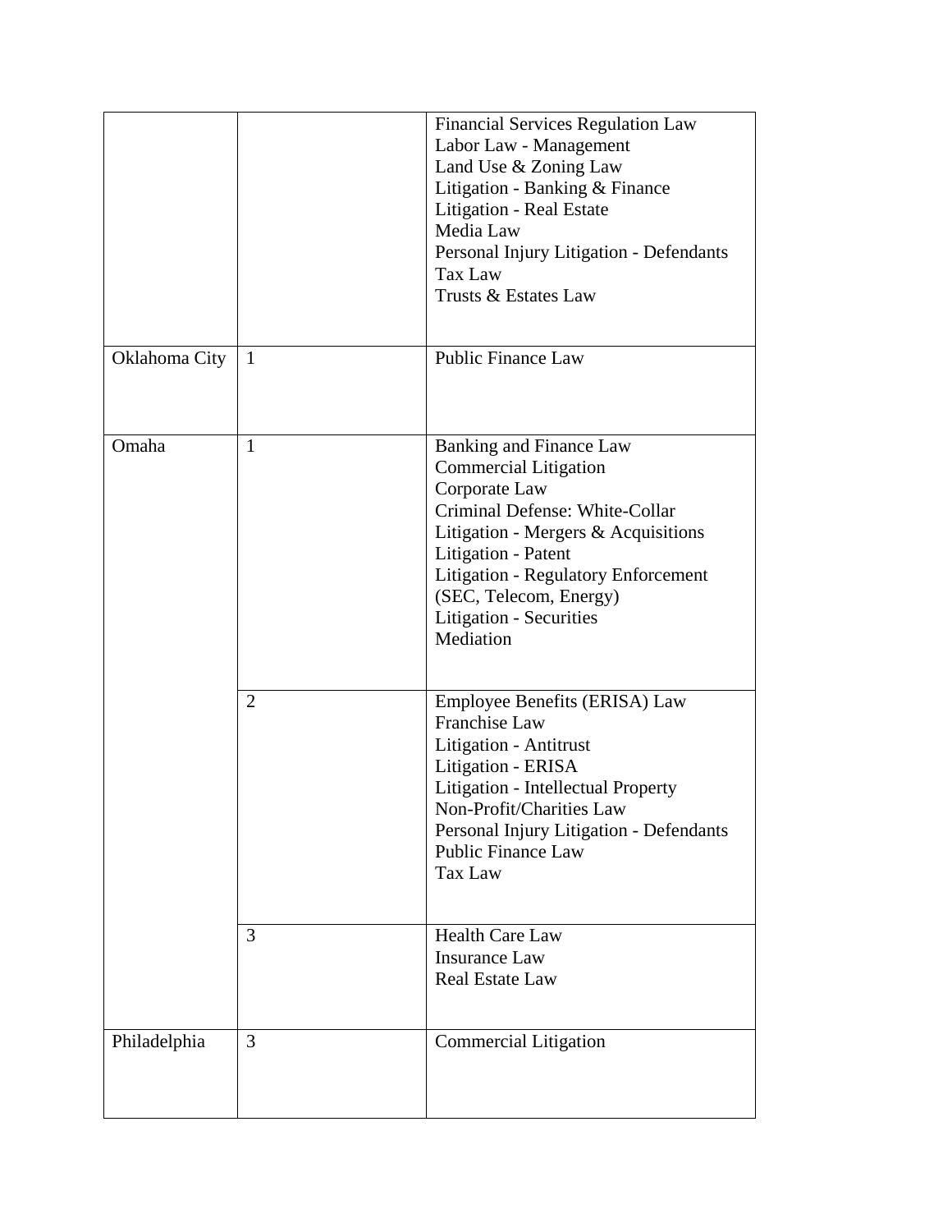| | | |
|---|---|---|
| | | Financial Services Regulation Law<br>Labor Law - Management<br>Land Use & Zoning Law<br>Litigation - Banking & Finance<br>Litigation - Real Estate<br>Media Law<br>Personal Injury Litigation - Defendants<br>Tax Law<br>Trusts & Estates Law |
| Oklahoma City | 1 | Public Finance Law |
| Omaha | 1 | Banking and Finance Law<br>Commercial Litigation<br>Corporate Law<br>Criminal Defense: White-Collar<br>Litigation - Mergers & Acquisitions<br>Litigation - Patent<br>Litigation - Regulatory Enforcement (SEC, Telecom, Energy)<br>Litigation - Securities<br>Mediation |
| | 2 | Employee Benefits (ERISA) Law<br>Franchise Law<br>Litigation - Antitrust<br>Litigation - ERISA<br>Litigation - Intellectual Property<br>Non-Profit/Charities Law<br>Personal Injury Litigation - Defendants<br>Public Finance Law<br>Tax Law |
| | 3 | Health Care Law<br>Insurance Law<br>Real Estate Law |
| Philadelphia | 3 | Commercial Litigation |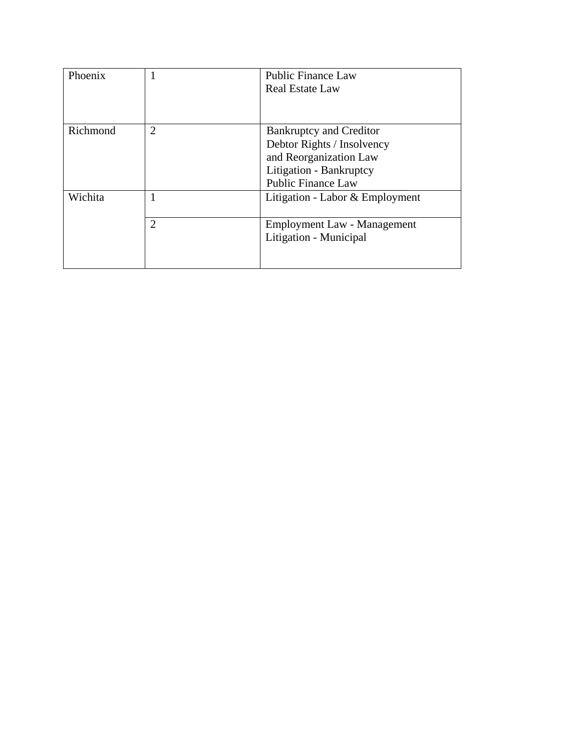| | | |
|---|---|---|
| Phoenix | 1 | Public Finance Law<br>Real Estate Law |
| Richmond | 2 | Bankruptcy and Creditor Debtor Rights / Insolvency and Reorganization Law<br>Litigation - Bankruptcy<br>Public Finance Law |
| Wichita | 1 | Litigation - Labor & Employment |
| | 2 | Employment Law - Management<br>Litigation - Municipal |